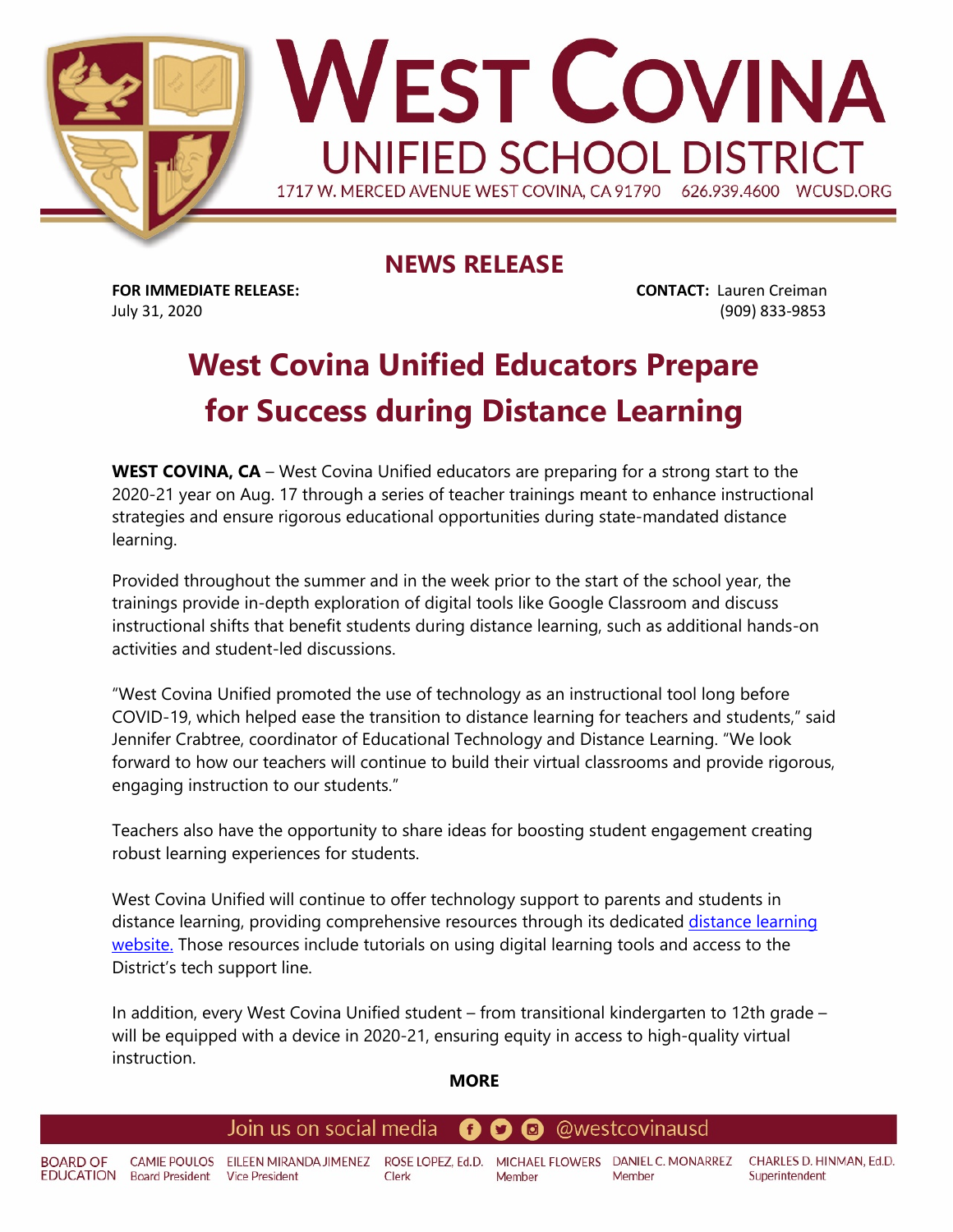# WEST COVINA UNIFIED SCHOOL DISTRICT

1717 W. MERCED AVENUE WEST COVINA, CA 91790    626.939.4600    WCUSD.ORG

## NEWS RELEASE

**FOR IMMEDIATE RELEASE:**
July 31, 2020

**CONTACT:** Lauren Creiman
(909) 833-9853

# West Covina Unified Educators Prepare for Success during Distance Learning

**WEST COVINA, CA** – West Covina Unified educators are preparing for a strong start to the 2020-21 year on Aug. 17 through a series of teacher trainings meant to enhance instructional strategies and ensure rigorous educational opportunities during state-mandated distance learning.

Provided throughout the summer and in the week prior to the start of the school year, the trainings provide in-depth exploration of digital tools like Google Classroom and discuss instructional shifts that benefit students during distance learning, such as additional hands-on activities and student-led discussions.

"West Covina Unified promoted the use of technology as an instructional tool long before COVID-19, which helped ease the transition to distance learning for teachers and students," said Jennifer Crabtree, coordinator of Educational Technology and Distance Learning. "We look forward to how our teachers will continue to build their virtual classrooms and provide rigorous, engaging instruction to our students."

Teachers also have the opportunity to share ideas for boosting student engagement creating robust learning experiences for students.

West Covina Unified will continue to offer technology support to parents and students in distance learning, providing comprehensive resources through its dedicated distance learning website. Those resources include tutorials on using digital learning tools and access to the District's tech support line.

In addition, every West Covina Unified student – from transitional kindergarten to 12th grade – will be equipped with a device in 2020-21, ensuring equity in access to high-quality virtual instruction.

**MORE**

Join us on social media @westcovinausd

BOARD OF EDUCATION: CAMIE POULOS, Board President; EILEEN MIRANDA JIMENEZ, Vice President; ROSE LOPEZ, Ed.D., Clerk; MICHAEL FLOWERS, Member; DANIEL C. MONARREZ, Member; CHARLES D. HINMAN, Ed.D., Superintendent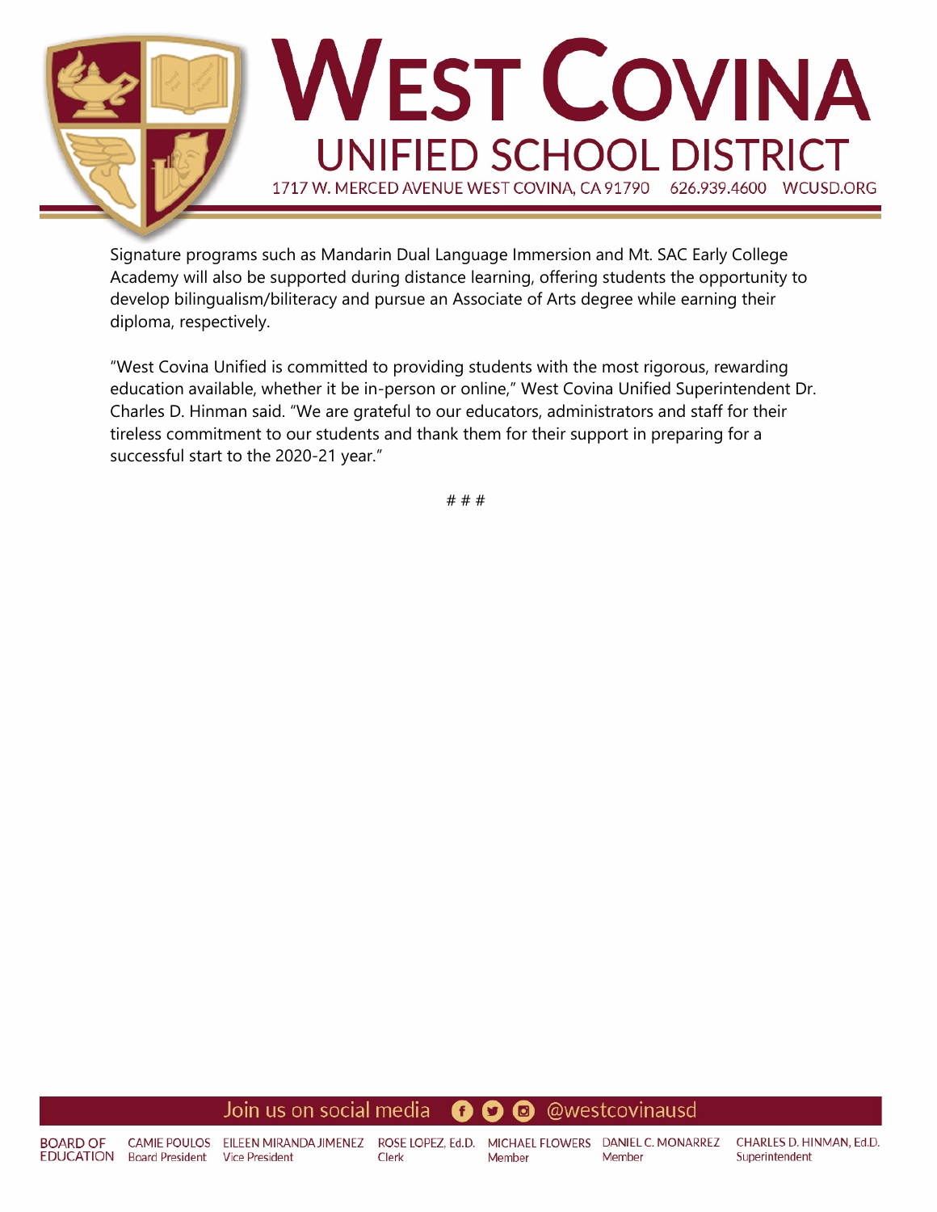Signature programs such as Mandarin Dual Language Immersion and Mt. SAC Early College Academy will also be supported during distance learning, offering students the opportunity to develop bilingualism/biliteracy and pursue an Associate of Arts degree while earning their diploma, respectively.

"West Covina Unified is committed to providing students with the most rigorous, rewarding education available, whether it be in-person or online," West Covina Unified Superintendent Dr. Charles D. Hinman said. "We are grateful to our educators, administrators and staff for their tireless commitment to our students and thank them for their support in preparing for a successful start to the 2020-21 year."

# # #